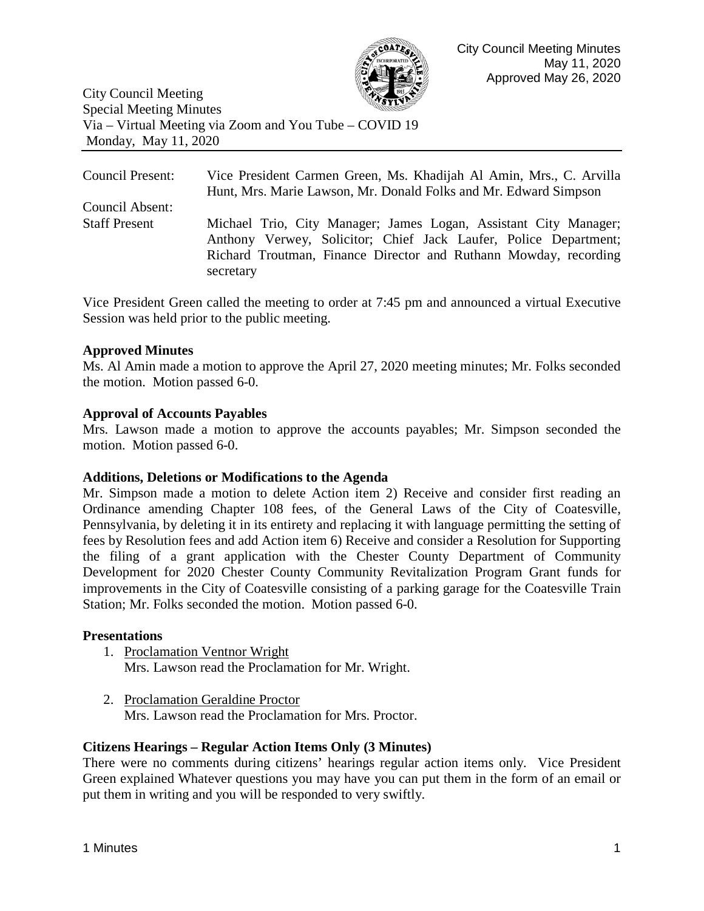City Council Meeting Minutes
May 11, 2020
Approved May 26, 2020

City Council Meeting
Special Meeting Minutes
Via – Virtual Meeting via Zoom and You Tube – COVID 19
Monday, May 11, 2020

| | |
|---|---|
| Council Present: | Vice President Carmen Green, Ms. Khadijah Al Amin, Mrs., C. Arvilla Hunt, Mrs. Marie Lawson, Mr. Donald Folks and Mr. Edward Simpson |
| Council Absent: | |
| Staff Present | Michael Trio, City Manager; James Logan, Assistant City Manager; Anthony Verwey, Solicitor; Chief Jack Laufer, Police Department; Richard Troutman, Finance Director and Ruthann Mowday, recording secretary |

Vice President Green called the meeting to order at 7:45 pm and announced a virtual Executive Session was held prior to the public meeting.

**Approved Minutes**
Ms. Al Amin made a motion to approve the April 27, 2020 meeting minutes; Mr. Folks seconded the motion. Motion passed 6-0.

**Approval of Accounts Payables**
Mrs. Lawson made a motion to approve the accounts payables; Mr. Simpson seconded the motion. Motion passed 6-0.

**Additions, Deletions or Modifications to the Agenda**
Mr. Simpson made a motion to delete Action item 2) Receive and consider first reading an Ordinance amending Chapter 108 fees, of the General Laws of the City of Coatesville, Pennsylvania, by deleting it in its entirety and replacing it with language permitting the setting of fees by Resolution fees and add Action item 6) Receive and consider a Resolution for Supporting the filing of a grant application with the Chester County Department of Community Development for 2020 Chester County Community Revitalization Program Grant funds for improvements in the City of Coatesville consisting of a parking garage for the Coatesville Train Station; Mr. Folks seconded the motion. Motion passed 6-0.

**Presentations**

1. Proclamation Ventnor Wright
   Mrs. Lawson read the Proclamation for Mr. Wright.

2. Proclamation Geraldine Proctor
   Mrs. Lawson read the Proclamation for Mrs. Proctor.

**Citizens Hearings – Regular Action Items Only (3 Minutes)**
There were no comments during citizens' hearings regular action items only. Vice President Green explained Whatever questions you may have you can put them in the form of an email or put them in writing and you will be responded to very swiftly.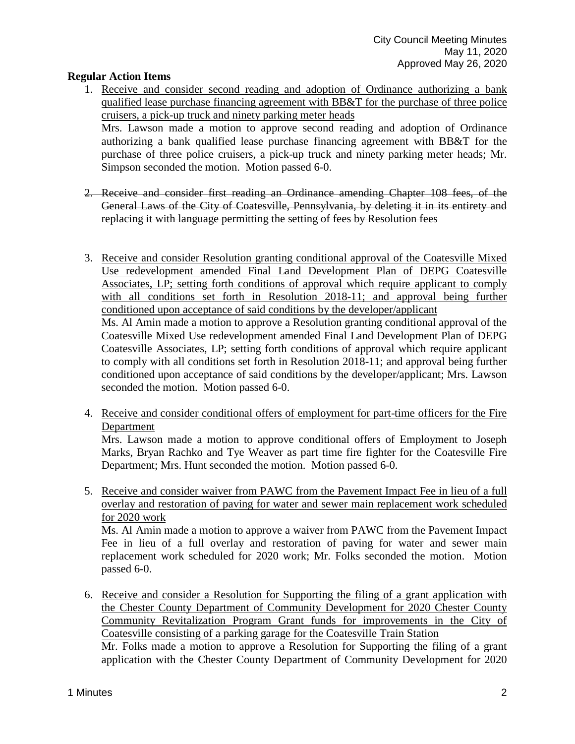## Regular Action Items

1. Receive and consider second reading and adoption of Ordinance authorizing a bank qualified lease purchase financing agreement with BB&T for the purchase of three police cruisers, a pick-up truck and ninety parking meter heads

   Mrs. Lawson made a motion to approve second reading and adoption of Ordinance authorizing a bank qualified lease purchase financing agreement with BB&T for the purchase of three police cruisers, a pick-up truck and ninety parking meter heads; Mr. Simpson seconded the motion. Motion passed 6-0.

2. ~~Receive and consider first reading an Ordinance amending Chapter 108 fees, of the General Laws of the City of Coatesville, Pennsylvania, by deleting it in its entirety and replacing it with language permitting the setting of fees by Resolution fees~~

3. Receive and consider Resolution granting conditional approval of the Coatesville Mixed Use redevelopment amended Final Land Development Plan of DEPG Coatesville Associates, LP; setting forth conditions of approval which require applicant to comply with all conditions set forth in Resolution 2018-11; and approval being further conditioned upon acceptance of said conditions by the developer/applicant

   Ms. Al Amin made a motion to approve a Resolution granting conditional approval of the Coatesville Mixed Use redevelopment amended Final Land Development Plan of DEPG Coatesville Associates, LP; setting forth conditions of approval which require applicant to comply with all conditions set forth in Resolution 2018-11; and approval being further conditioned upon acceptance of said conditions by the developer/applicant; Mrs. Lawson seconded the motion. Motion passed 6-0.

4. Receive and consider conditional offers of employment for part-time officers for the Fire Department

   Mrs. Lawson made a motion to approve conditional offers of Employment to Joseph Marks, Bryan Rachko and Tye Weaver as part time fire fighter for the Coatesville Fire Department; Mrs. Hunt seconded the motion. Motion passed 6-0.

5. Receive and consider waiver from PAWC from the Pavement Impact Fee in lieu of a full overlay and restoration of paving for water and sewer main replacement work scheduled for 2020 work

   Ms. Al Amin made a motion to approve a waiver from PAWC from the Pavement Impact Fee in lieu of a full overlay and restoration of paving for water and sewer main replacement work scheduled for 2020 work; Mr. Folks seconded the motion. Motion passed 6-0.

6. Receive and consider a Resolution for Supporting the filing of a grant application with the Chester County Department of Community Development for 2020 Chester County Community Revitalization Program Grant funds for improvements in the City of Coatesville consisting of a parking garage for the Coatesville Train Station

   Mr. Folks made a motion to approve a Resolution for Supporting the filing of a grant application with the Chester County Department of Community Development for 2020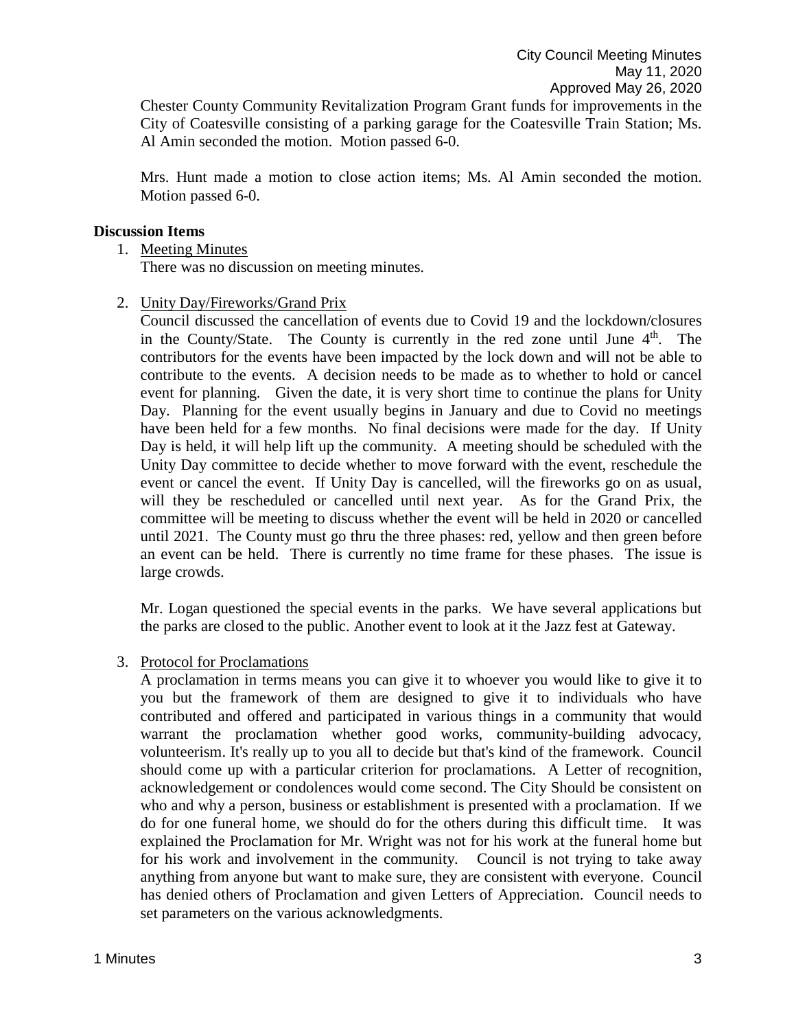Chester County Community Revitalization Program Grant funds for improvements in the City of Coatesville consisting of a parking garage for the Coatesville Train Station; Ms. Al Amin seconded the motion. Motion passed 6-0.

Mrs. Hunt made a motion to close action items; Ms. Al Amin seconded the motion. Motion passed 6-0.

**Discussion Items**

1. Meeting Minutes

   There was no discussion on meeting minutes.

2. Unity Day/Fireworks/Grand Prix

   Council discussed the cancellation of events due to Covid 19 and the lockdown/closures in the County/State. The County is currently in the red zone until June 4th. The contributors for the events have been impacted by the lock down and will not be able to contribute to the events. A decision needs to be made as to whether to hold or cancel event for planning. Given the date, it is very short time to continue the plans for Unity Day. Planning for the event usually begins in January and due to Covid no meetings have been held for a few months. No final decisions were made for the day. If Unity Day is held, it will help lift up the community. A meeting should be scheduled with the Unity Day committee to decide whether to move forward with the event, reschedule the event or cancel the event. If Unity Day is cancelled, will the fireworks go on as usual, will they be rescheduled or cancelled until next year. As for the Grand Prix, the committee will be meeting to discuss whether the event will be held in 2020 or cancelled until 2021. The County must go thru the three phases: red, yellow and then green before an event can be held. There is currently no time frame for these phases. The issue is large crowds.

   Mr. Logan questioned the special events in the parks. We have several applications but the parks are closed to the public. Another event to look at it the Jazz fest at Gateway.

3. Protocol for Proclamations

   A proclamation in terms means you can give it to whoever you would like to give it to you but the framework of them are designed to give it to individuals who have contributed and offered and participated in various things in a community that would warrant the proclamation whether good works, community-building advocacy, volunteerism. It's really up to you all to decide but that's kind of the framework. Council should come up with a particular criterion for proclamations. A Letter of recognition, acknowledgement or condolences would come second. The City Should be consistent on who and why a person, business or establishment is presented with a proclamation. If we do for one funeral home, we should do for the others during this difficult time. It was explained the Proclamation for Mr. Wright was not for his work at the funeral home but for his work and involvement in the community. Council is not trying to take away anything from anyone but want to make sure, they are consistent with everyone. Council has denied others of Proclamation and given Letters of Appreciation. Council needs to set parameters on the various acknowledgments.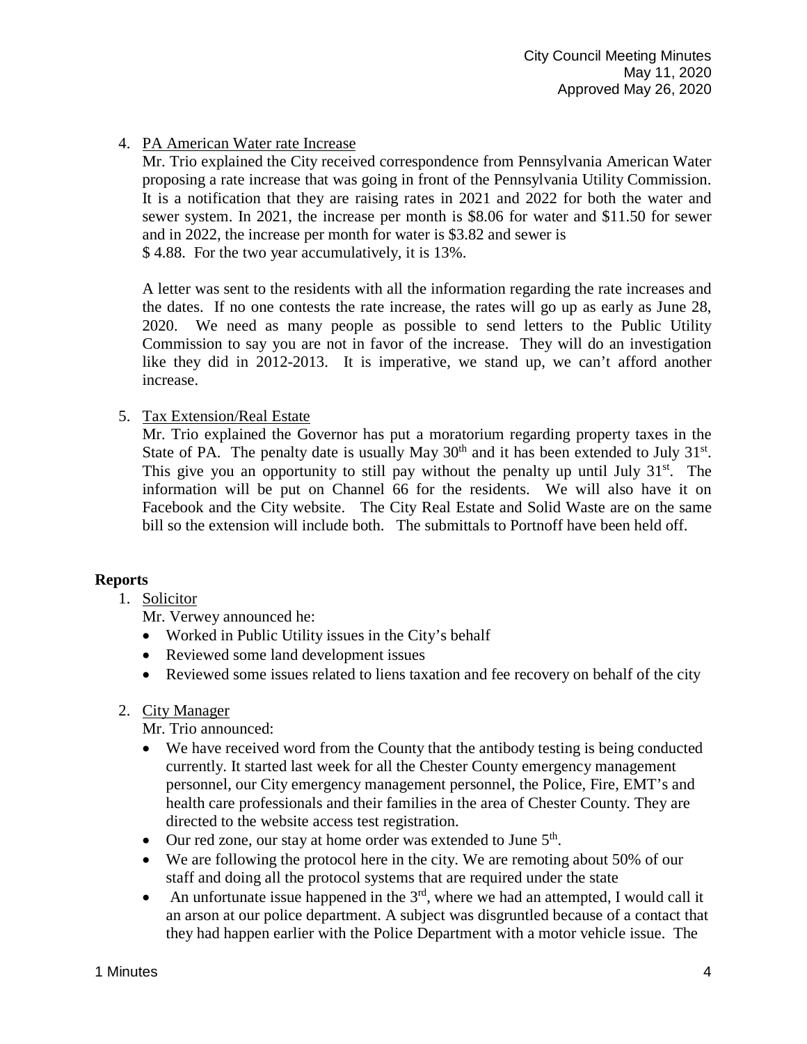4. PA American Water rate Increase

   Mr. Trio explained the City received correspondence from Pennsylvania American Water proposing a rate increase that was going in front of the Pennsylvania Utility Commission. It is a notification that they are raising rates in 2021 and 2022 for both the water and sewer system. In 2021, the increase per month is $8.06 for water and $11.50 for sewer and in 2022, the increase per month for water is $3.82 and sewer is $ 4.88. For the two year accumulatively, it is 13%.

   A letter was sent to the residents with all the information regarding the rate increases and the dates. If no one contests the rate increase, the rates will go up as early as June 28, 2020. We need as many people as possible to send letters to the Public Utility Commission to say you are not in favor of the increase. They will do an investigation like they did in 2012-2013. It is imperative, we stand up, we can't afford another increase.

5. Tax Extension/Real Estate

   Mr. Trio explained the Governor has put a moratorium regarding property taxes in the State of PA. The penalty date is usually May 30th and it has been extended to July 31st. This give you an opportunity to still pay without the penalty up until July 31st. The information will be put on Channel 66 for the residents. We will also have it on Facebook and the City website. The City Real Estate and Solid Waste are on the same bill so the extension will include both. The submittals to Portnoff have been held off.

**Reports**

1. Solicitor

   Mr. Verwey announced he:

   - Worked in Public Utility issues in the City's behalf
   - Reviewed some land development issues
   - Reviewed some issues related to liens taxation and fee recovery on behalf of the city

2. City Manager

   Mr. Trio announced:

   - We have received word from the County that the antibody testing is being conducted currently. It started last week for all the Chester County emergency management personnel, our City emergency management personnel, the Police, Fire, EMT's and health care professionals and their families in the area of Chester County. They are directed to the website access test registration.
   - Our red zone, our stay at home order was extended to June 5th.
   - We are following the protocol here in the city. We are remoting about 50% of our staff and doing all the protocol systems that are required under the state
   - An unfortunate issue happened in the 3rd, where we had an attempted, I would call it an arson at our police department. A subject was disgruntled because of a contact that they had happen earlier with the Police Department with a motor vehicle issue. The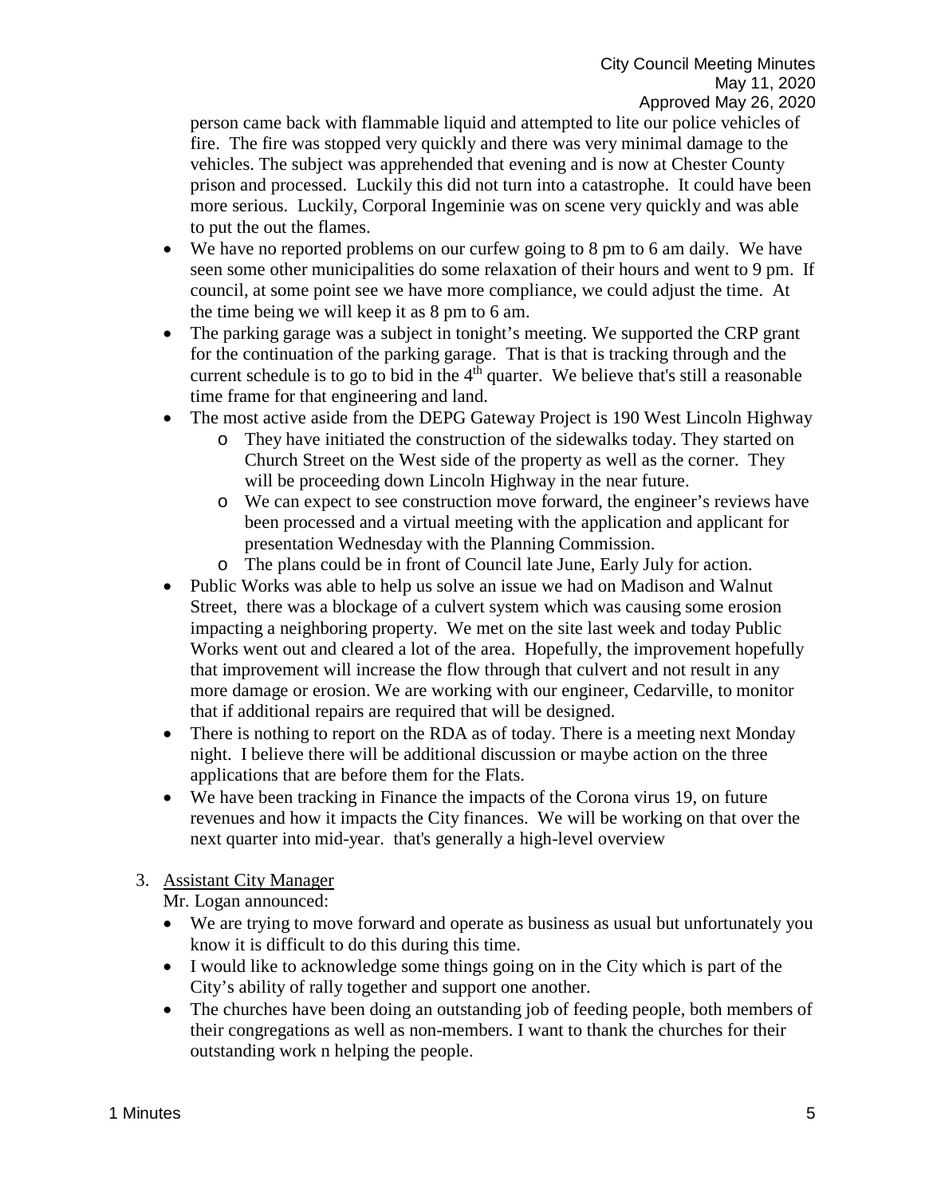person came back with flammable liquid and attempted to lite our police vehicles of fire. The fire was stopped very quickly and there was very minimal damage to the vehicles. The subject was apprehended that evening and is now at Chester County prison and processed. Luckily this did not turn into a catastrophe. It could have been more serious. Luckily, Corporal Ingeminie was on scene very quickly and was able to put the out the flames.

- We have no reported problems on our curfew going to 8 pm to 6 am daily. We have seen some other municipalities do some relaxation of their hours and went to 9 pm. If council, at some point see we have more compliance, we could adjust the time. At the time being we will keep it as 8 pm to 6 am.
- The parking garage was a subject in tonight's meeting. We supported the CRP grant for the continuation of the parking garage. That is that is tracking through and the current schedule is to go to bid in the 4th quarter. We believe that's still a reasonable time frame for that engineering and land.
- The most active aside from the DEPG Gateway Project is 190 West Lincoln Highway
  - They have initiated the construction of the sidewalks today. They started on Church Street on the West side of the property as well as the corner. They will be proceeding down Lincoln Highway in the near future.
  - We can expect to see construction move forward, the engineer's reviews have been processed and a virtual meeting with the application and applicant for presentation Wednesday with the Planning Commission.
  - The plans could be in front of Council late June, Early July for action.
- Public Works was able to help us solve an issue we had on Madison and Walnut Street, there was a blockage of a culvert system which was causing some erosion impacting a neighboring property. We met on the site last week and today Public Works went out and cleared a lot of the area. Hopefully, the improvement hopefully that improvement will increase the flow through that culvert and not result in any more damage or erosion. We are working with our engineer, Cedarville, to monitor that if additional repairs are required that will be designed.
- There is nothing to report on the RDA as of today. There is a meeting next Monday night. I believe there will be additional discussion or maybe action on the three applications that are before them for the Flats.
- We have been tracking in Finance the impacts of the Corona virus 19, on future revenues and how it impacts the City finances. We will be working on that over the next quarter into mid-year. that's generally a high-level overview

3. <u>Assistant City Manager</u>

   Mr. Logan announced:

   - We are trying to move forward and operate as business as usual but unfortunately you know it is difficult to do this during this time.
   - I would like to acknowledge some things going on in the City which is part of the City's ability of rally together and support one another.
   - The churches have been doing an outstanding job of feeding people, both members of their congregations as well as non-members. I want to thank the churches for their outstanding work n helping the people.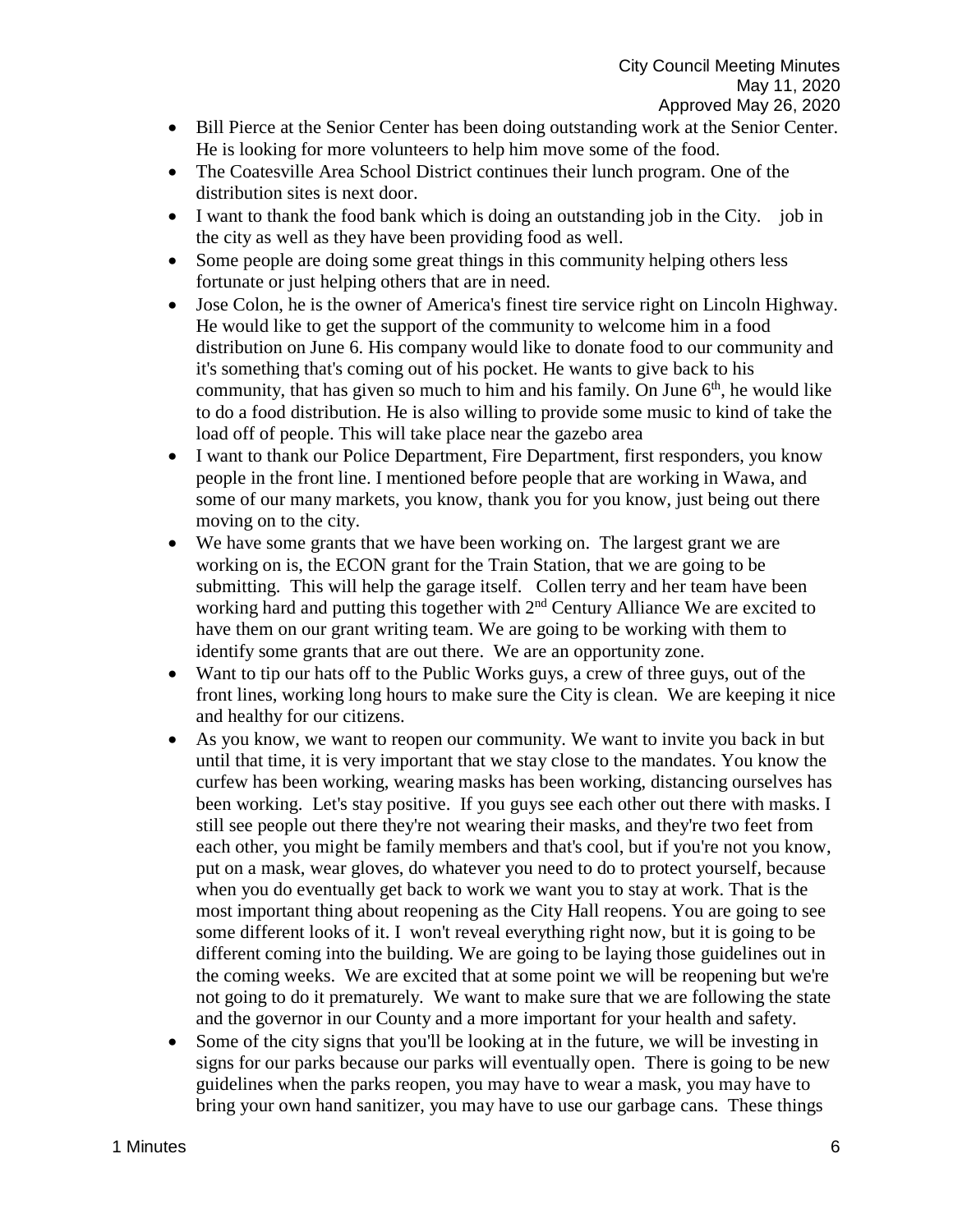- Bill Pierce at the Senior Center has been doing outstanding work at the Senior Center. He is looking for more volunteers to help him move some of the food.
- The Coatesville Area School District continues their lunch program. One of the distribution sites is next door.
- I want to thank the food bank which is doing an outstanding job in the City. job in the city as well as they have been providing food as well.
- Some people are doing some great things in this community helping others less fortunate or just helping others that are in need.
- Jose Colon, he is the owner of America's finest tire service right on Lincoln Highway. He would like to get the support of the community to welcome him in a food distribution on June 6. His company would like to donate food to our community and it's something that's coming out of his pocket. He wants to give back to his community, that has given so much to him and his family. On June 6th, he would like to do a food distribution. He is also willing to provide some music to kind of take the load off of people. This will take place near the gazebo area
- I want to thank our Police Department, Fire Department, first responders, you know people in the front line. I mentioned before people that are working in Wawa, and some of our many markets, you know, thank you for you know, just being out there moving on to the city.
- We have some grants that we have been working on. The largest grant we are working on is, the ECON grant for the Train Station, that we are going to be submitting. This will help the garage itself. Collen terry and her team have been working hard and putting this together with 2nd Century Alliance We are excited to have them on our grant writing team. We are going to be working with them to identify some grants that are out there. We are an opportunity zone.
- Want to tip our hats off to the Public Works guys, a crew of three guys, out of the front lines, working long hours to make sure the City is clean. We are keeping it nice and healthy for our citizens.
- As you know, we want to reopen our community. We want to invite you back in but until that time, it is very important that we stay close to the mandates. You know the curfew has been working, wearing masks has been working, distancing ourselves has been working. Let's stay positive. If you guys see each other out there with masks. I still see people out there they're not wearing their masks, and they're two feet from each other, you might be family members and that's cool, but if you're not you know, put on a mask, wear gloves, do whatever you need to do to protect yourself, because when you do eventually get back to work we want you to stay at work. That is the most important thing about reopening as the City Hall reopens. You are going to see some different looks of it. I won't reveal everything right now, but it is going to be different coming into the building. We are going to be laying those guidelines out in the coming weeks. We are excited that at some point we will be reopening but we're not going to do it prematurely. We want to make sure that we are following the state and the governor in our County and a more important for your health and safety.
- Some of the city signs that you'll be looking at in the future, we will be investing in signs for our parks because our parks will eventually open. There is going to be new guidelines when the parks reopen, you may have to wear a mask, you may have to bring your own hand sanitizer, you may have to use our garbage cans. These things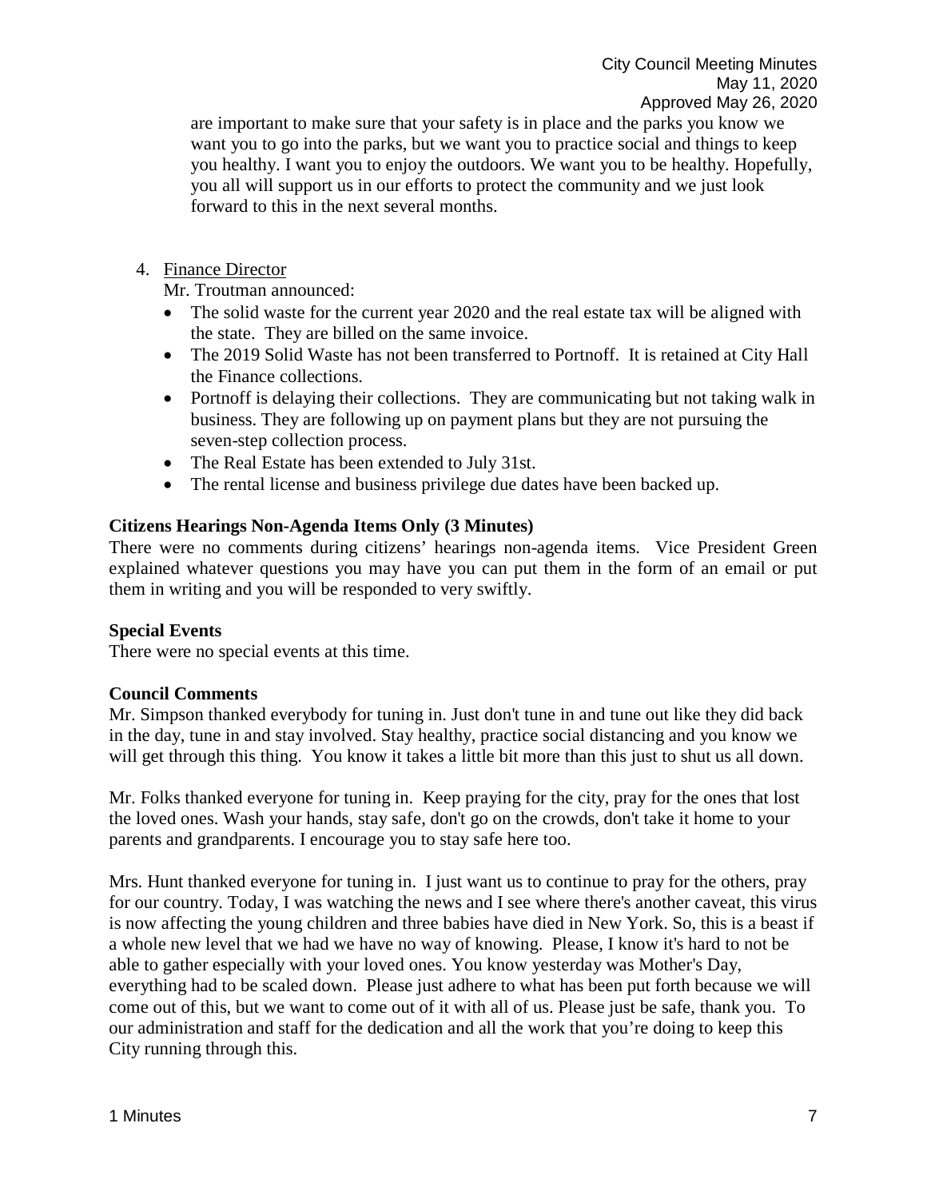are important to make sure that your safety is in place and the parks you know we want you to go into the parks, but we want you to practice social and things to keep you healthy. I want you to enjoy the outdoors. We want you to be healthy. Hopefully, you all will support us in our efforts to protect the community and we just look forward to this in the next several months.

4. Finance Director

   Mr. Troutman announced:

   - The solid waste for the current year 2020 and the real estate tax will be aligned with the state. They are billed on the same invoice.
   - The 2019 Solid Waste has not been transferred to Portnoff. It is retained at City Hall the Finance collections.
   - Portnoff is delaying their collections. They are communicating but not taking walk in business. They are following up on payment plans but they are not pursuing the seven-step collection process.
   - The Real Estate has been extended to July 31st.
   - The rental license and business privilege due dates have been backed up.

**Citizens Hearings Non-Agenda Items Only (3 Minutes)**

There were no comments during citizens' hearings non-agenda items. Vice President Green explained whatever questions you may have you can put them in the form of an email or put them in writing and you will be responded to very swiftly.

**Special Events**

There were no special events at this time.

**Council Comments**

Mr. Simpson thanked everybody for tuning in. Just don't tune in and tune out like they did back in the day, tune in and stay involved. Stay healthy, practice social distancing and you know we will get through this thing. You know it takes a little bit more than this just to shut us all down.

Mr. Folks thanked everyone for tuning in. Keep praying for the city, pray for the ones that lost the loved ones. Wash your hands, stay safe, don't go on the crowds, don't take it home to your parents and grandparents. I encourage you to stay safe here too.

Mrs. Hunt thanked everyone for tuning in. I just want us to continue to pray for the others, pray for our country. Today, I was watching the news and I see where there's another caveat, this virus is now affecting the young children and three babies have died in New York. So, this is a beast if a whole new level that we had we have no way of knowing. Please, I know it's hard to not be able to gather especially with your loved ones. You know yesterday was Mother's Day, everything had to be scaled down. Please just adhere to what has been put forth because we will come out of this, but we want to come out of it with all of us. Please just be safe, thank you. To our administration and staff for the dedication and all the work that you're doing to keep this City running through this.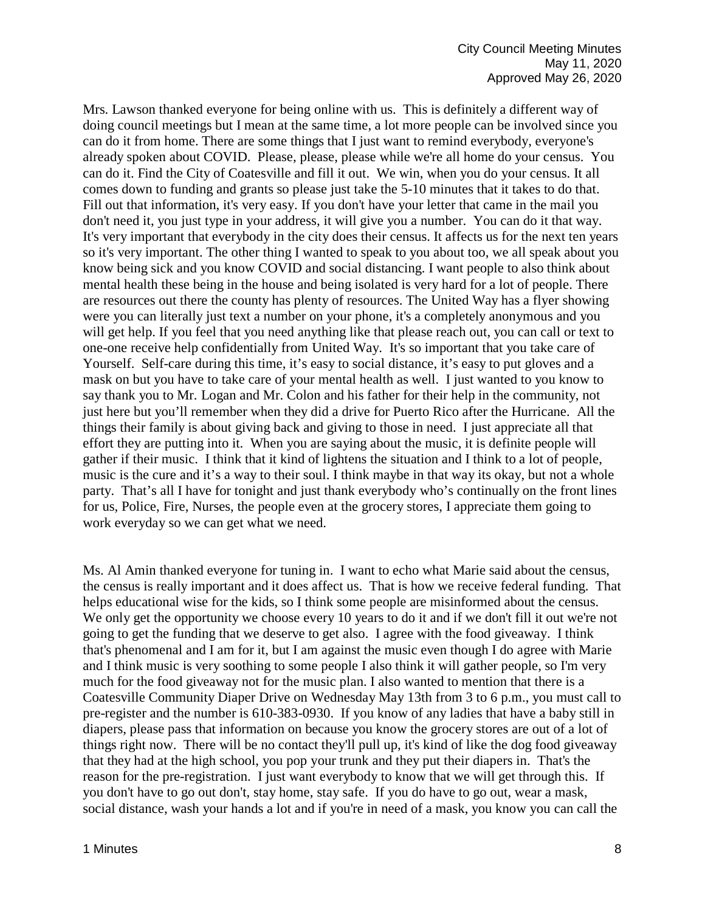Mrs. Lawson thanked everyone for being online with us. This is definitely a different way of doing council meetings but I mean at the same time, a lot more people can be involved since you can do it from home. There are some things that I just want to remind everybody, everyone's already spoken about COVID. Please, please, please while we're all home do your census. You can do it. Find the City of Coatesville and fill it out. We win, when you do your census. It all comes down to funding and grants so please just take the 5-10 minutes that it takes to do that. Fill out that information, it's very easy. If you don't have your letter that came in the mail you don't need it, you just type in your address, it will give you a number. You can do it that way. It's very important that everybody in the city does their census. It affects us for the next ten years so it's very important. The other thing I wanted to speak to you about too, we all speak about you know being sick and you know COVID and social distancing. I want people to also think about mental health these being in the house and being isolated is very hard for a lot of people. There are resources out there the county has plenty of resources. The United Way has a flyer showing were you can literally just text a number on your phone, it's a completely anonymous and you will get help. If you feel that you need anything like that please reach out, you can call or text to one-one receive help confidentially from United Way. It's so important that you take care of Yourself. Self-care during this time, it's easy to social distance, it's easy to put gloves and a mask on but you have to take care of your mental health as well. I just wanted to you know to say thank you to Mr. Logan and Mr. Colon and his father for their help in the community, not just here but you'll remember when they did a drive for Puerto Rico after the Hurricane. All the things their family is about giving back and giving to those in need. I just appreciate all that effort they are putting into it. When you are saying about the music, it is definite people will gather if their music. I think that it kind of lightens the situation and I think to a lot of people, music is the cure and it's a way to their soul. I think maybe in that way its okay, but not a whole party. That's all I have for tonight and just thank everybody who's continually on the front lines for us, Police, Fire, Nurses, the people even at the grocery stores, I appreciate them going to work everyday so we can get what we need.

Ms. Al Amin thanked everyone for tuning in. I want to echo what Marie said about the census, the census is really important and it does affect us. That is how we receive federal funding. That helps educational wise for the kids, so I think some people are misinformed about the census. We only get the opportunity we choose every 10 years to do it and if we don't fill it out we're not going to get the funding that we deserve to get also. I agree with the food giveaway. I think that's phenomenal and I am for it, but I am against the music even though I do agree with Marie and I think music is very soothing to some people I also think it will gather people, so I'm very much for the food giveaway not for the music plan. I also wanted to mention that there is a Coatesville Community Diaper Drive on Wednesday May 13th from 3 to 6 p.m., you must call to pre-register and the number is 610-383-0930. If you know of any ladies that have a baby still in diapers, please pass that information on because you know the grocery stores are out of a lot of things right now. There will be no contact they'll pull up, it's kind of like the dog food giveaway that they had at the high school, you pop your trunk and they put their diapers in. That's the reason for the pre-registration. I just want everybody to know that we will get through this. If you don't have to go out don't, stay home, stay safe. If you do have to go out, wear a mask, social distance, wash your hands a lot and if you're in need of a mask, you know you can call the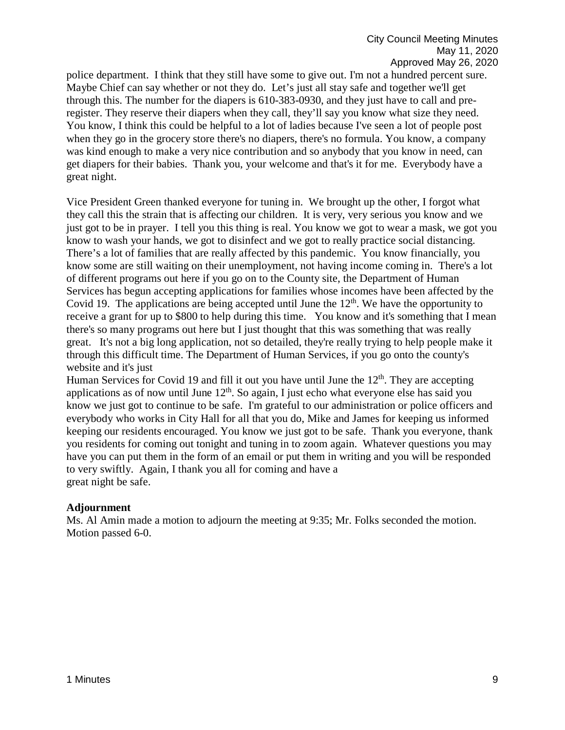police department. I think that they still have some to give out. I'm not a hundred percent sure. Maybe Chief can say whether or not they do. Let's just all stay safe and together we'll get through this. The number for the diapers is 610-383-0930, and they just have to call and pre-register. They reserve their diapers when they call, they'll say you know what size they need. You know, I think this could be helpful to a lot of ladies because I've seen a lot of people post when they go in the grocery store there's no diapers, there's no formula. You know, a company was kind enough to make a very nice contribution and so anybody that you know in need, can get diapers for their babies. Thank you, your welcome and that's it for me. Everybody have a great night.

Vice President Green thanked everyone for tuning in. We brought up the other, I forgot what they call this the strain that is affecting our children. It is very, very serious you know and we just got to be in prayer. I tell you this thing is real. You know we got to wear a mask, we got you know to wash your hands, we got to disinfect and we got to really practice social distancing. There's a lot of families that are really affected by this pandemic. You know financially, you know some are still waiting on their unemployment, not having income coming in. There's a lot of different programs out here if you go on to the County site, the Department of Human Services has begun accepting applications for families whose incomes have been affected by the Covid 19. The applications are being accepted until June the 12th. We have the opportunity to receive a grant for up to $800 to help during this time. You know and it's something that I mean there's so many programs out here but I just thought that this was something that was really great. It's not a big long application, not so detailed, they're really trying to help people make it through this difficult time. The Department of Human Services, if you go onto the county's website and it's just
Human Services for Covid 19 and fill it out you have until June the 12th. They are accepting applications as of now until June 12th. So again, I just echo what everyone else has said you know we just got to continue to be safe. I'm grateful to our administration or police officers and everybody who works in City Hall for all that you do, Mike and James for keeping us informed keeping our residents encouraged. You know we just got to be safe. Thank you everyone, thank you residents for coming out tonight and tuning in to zoom again. Whatever questions you may have you can put them in the form of an email or put them in writing and you will be responded to very swiftly. Again, I thank you all for coming and have a
great night be safe.

**Adjournment**
Ms. Al Amin made a motion to adjourn the meeting at 9:35; Mr. Folks seconded the motion. Motion passed 6-0.